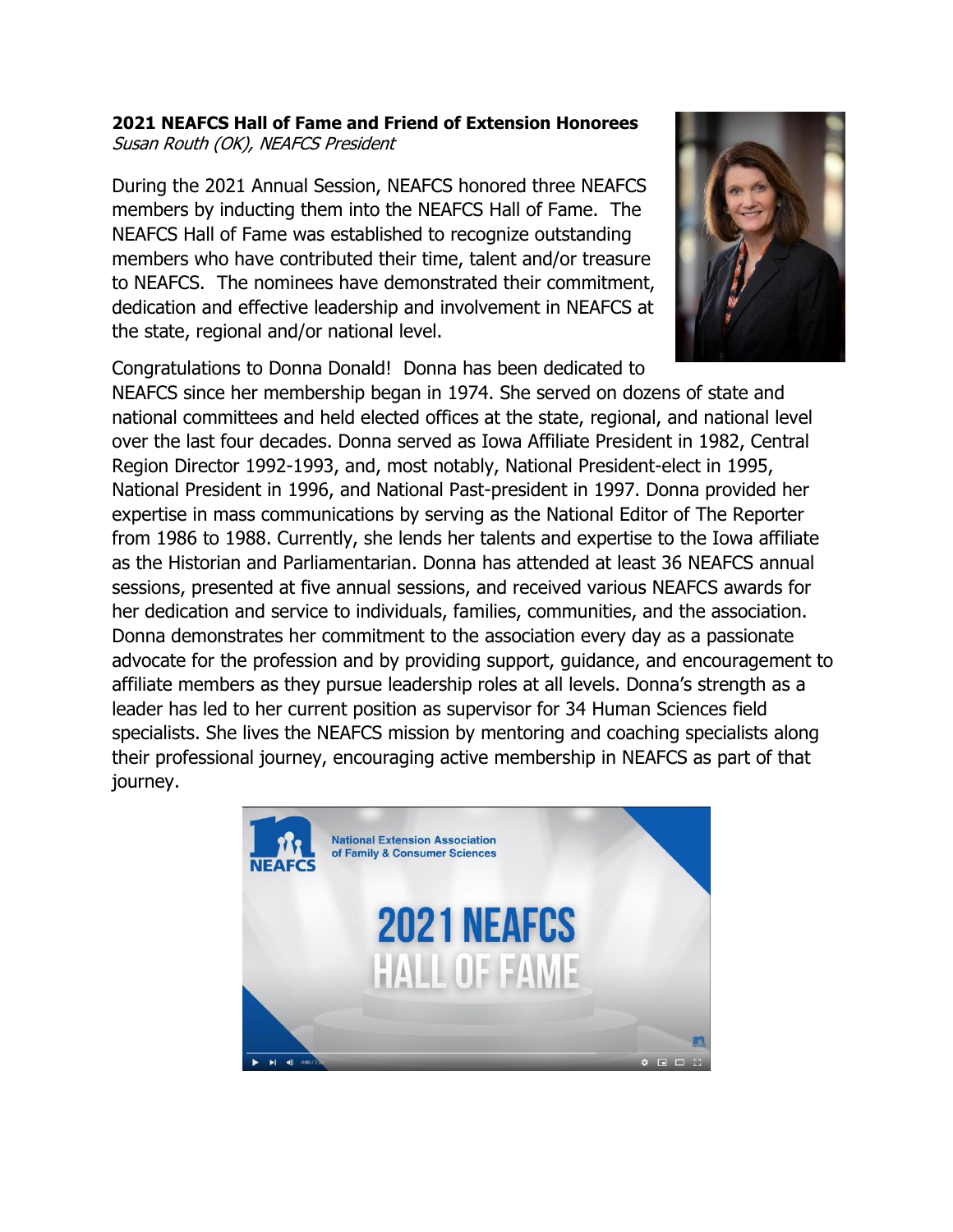**2021 NEAFCS Hall of Fame and Friend of Extension Honorees**
*Susan Routh (OK), NEAFCS President*

During the 2021 Annual Session, NEAFCS honored three NEAFCS members by inducting them into the NEAFCS Hall of Fame. The NEAFCS Hall of Fame was established to recognize outstanding members who have contributed their time, talent and/or treasure to NEAFCS. The nominees have demonstrated their commitment, dedication and effective leadership and involvement in NEAFCS at the state, regional and/or national level.

Congratulations to Donna Donald! Donna has been dedicated to NEAFCS since her membership began in 1974. She served on dozens of state and national committees and held elected offices at the state, regional, and national level over the last four decades. Donna served as Iowa Affiliate President in 1982, Central Region Director 1992-1993, and, most notably, National President-elect in 1995, National President in 1996, and National Past-president in 1997. Donna provided her expertise in mass communications by serving as the National Editor of The Reporter from 1986 to 1988. Currently, she lends her talents and expertise to the Iowa affiliate as the Historian and Parliamentarian. Donna has attended at least 36 NEAFCS annual sessions, presented at five annual sessions, and received various NEAFCS awards for her dedication and service to individuals, families, communities, and the association. Donna demonstrates her commitment to the association every day as a passionate advocate for the profession and by providing support, guidance, and encouragement to affiliate members as they pursue leadership roles at all levels. Donna's strength as a leader has led to her current position as supervisor for 34 Human Sciences field specialists. She lives the NEAFCS mission by mentoring and coaching specialists along their professional journey, encouraging active membership in NEAFCS as part of that journey.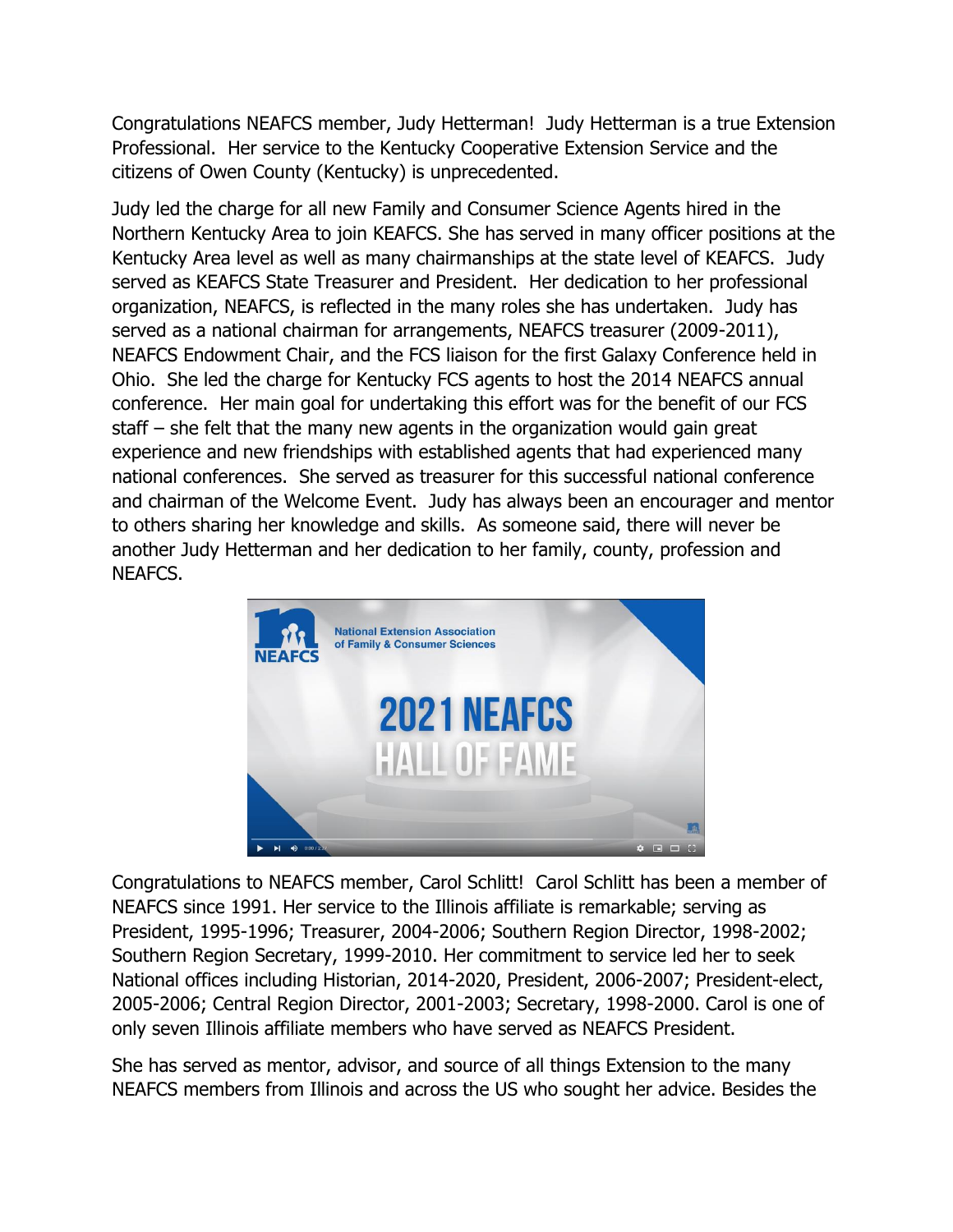Congratulations NEAFCS member, Judy Hetterman! Judy Hetterman is a true Extension Professional. Her service to the Kentucky Cooperative Extension Service and the citizens of Owen County (Kentucky) is unprecedented.

Judy led the charge for all new Family and Consumer Science Agents hired in the Northern Kentucky Area to join KEAFCS. She has served in many officer positions at the Kentucky Area level as well as many chairmanships at the state level of KEAFCS. Judy served as KEAFCS State Treasurer and President. Her dedication to her professional organization, NEAFCS, is reflected in the many roles she has undertaken. Judy has served as a national chairman for arrangements, NEAFCS treasurer (2009-2011), NEAFCS Endowment Chair, and the FCS liaison for the first Galaxy Conference held in Ohio. She led the charge for Kentucky FCS agents to host the 2014 NEAFCS annual conference. Her main goal for undertaking this effort was for the benefit of our FCS staff – she felt that the many new agents in the organization would gain great experience and new friendships with established agents that had experienced many national conferences. She served as treasurer for this successful national conference and chairman of the Welcome Event. Judy has always been an encourager and mentor to others sharing her knowledge and skills. As someone said, there will never be another Judy Hetterman and her dedication to her family, county, profession and NEAFCS.

Congratulations to NEAFCS member, Carol Schlitt! Carol Schlitt has been a member of NEAFCS since 1991. Her service to the Illinois affiliate is remarkable; serving as President, 1995-1996; Treasurer, 2004-2006; Southern Region Director, 1998-2002; Southern Region Secretary, 1999-2010. Her commitment to service led her to seek National offices including Historian, 2014-2020, President, 2006-2007; President-elect, 2005-2006; Central Region Director, 2001-2003; Secretary, 1998-2000. Carol is one of only seven Illinois affiliate members who have served as NEAFCS President.

She has served as mentor, advisor, and source of all things Extension to the many NEAFCS members from Illinois and across the US who sought her advice. Besides the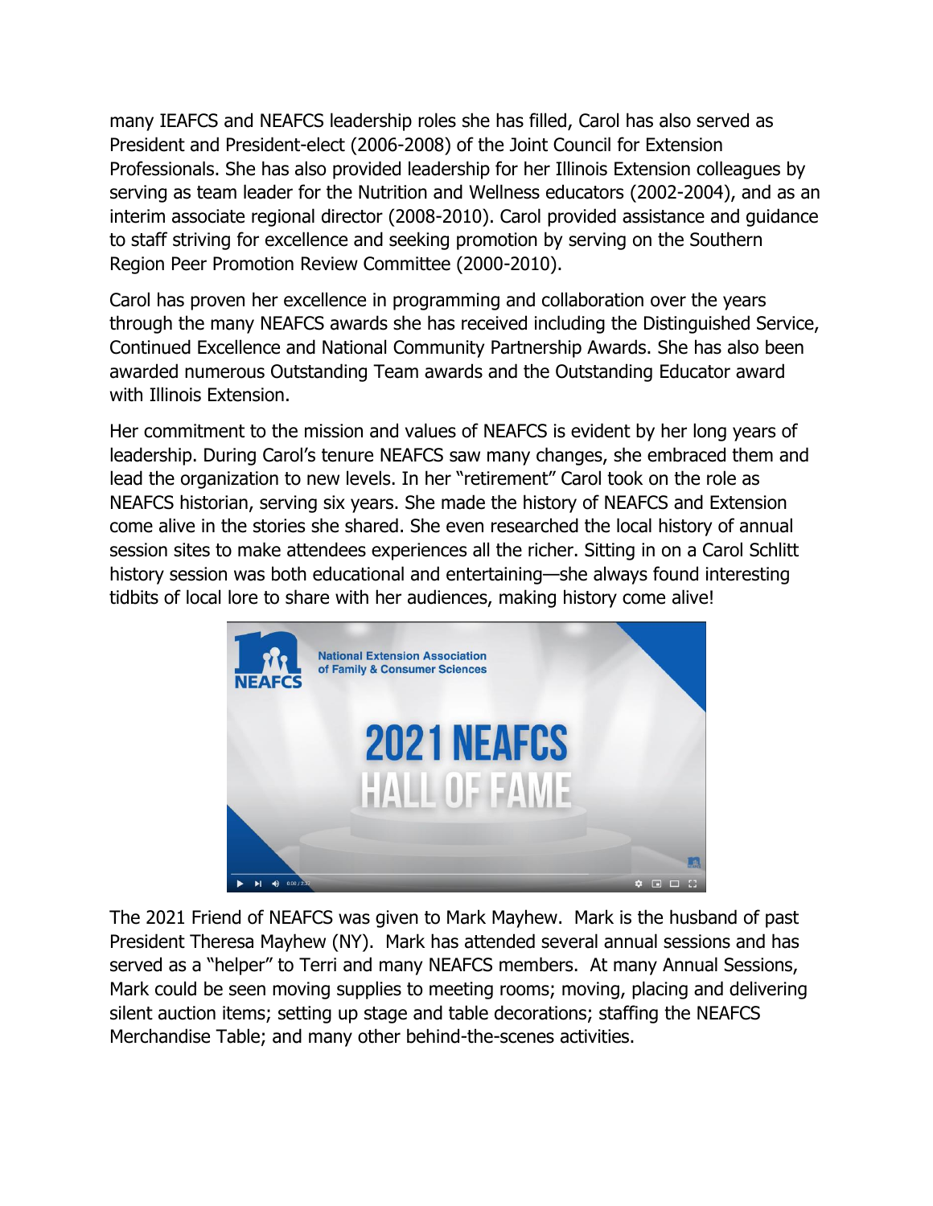many IEAFCS and NEAFCS leadership roles she has filled, Carol has also served as President and President-elect (2006-2008) of the Joint Council for Extension Professionals. She has also provided leadership for her Illinois Extension colleagues by serving as team leader for the Nutrition and Wellness educators (2002-2004), and as an interim associate regional director (2008-2010). Carol provided assistance and guidance to staff striving for excellence and seeking promotion by serving on the Southern Region Peer Promotion Review Committee (2000-2010).

Carol has proven her excellence in programming and collaboration over the years through the many NEAFCS awards she has received including the Distinguished Service, Continued Excellence and National Community Partnership Awards. She has also been awarded numerous Outstanding Team awards and the Outstanding Educator award with Illinois Extension.

Her commitment to the mission and values of NEAFCS is evident by her long years of leadership. During Carol's tenure NEAFCS saw many changes, she embraced them and lead the organization to new levels. In her "retirement" Carol took on the role as NEAFCS historian, serving six years. She made the history of NEAFCS and Extension come alive in the stories she shared. She even researched the local history of annual session sites to make attendees experiences all the richer. Sitting in on a Carol Schlitt history session was both educational and entertaining—she always found interesting tidbits of local lore to share with her audiences, making history come alive!

The 2021 Friend of NEAFCS was given to Mark Mayhew. Mark is the husband of past President Theresa Mayhew (NY). Mark has attended several annual sessions and has served as a "helper" to Terri and many NEAFCS members. At many Annual Sessions, Mark could be seen moving supplies to meeting rooms; moving, placing and delivering silent auction items; setting up stage and table decorations; staffing the NEAFCS Merchandise Table; and many other behind-the-scenes activities.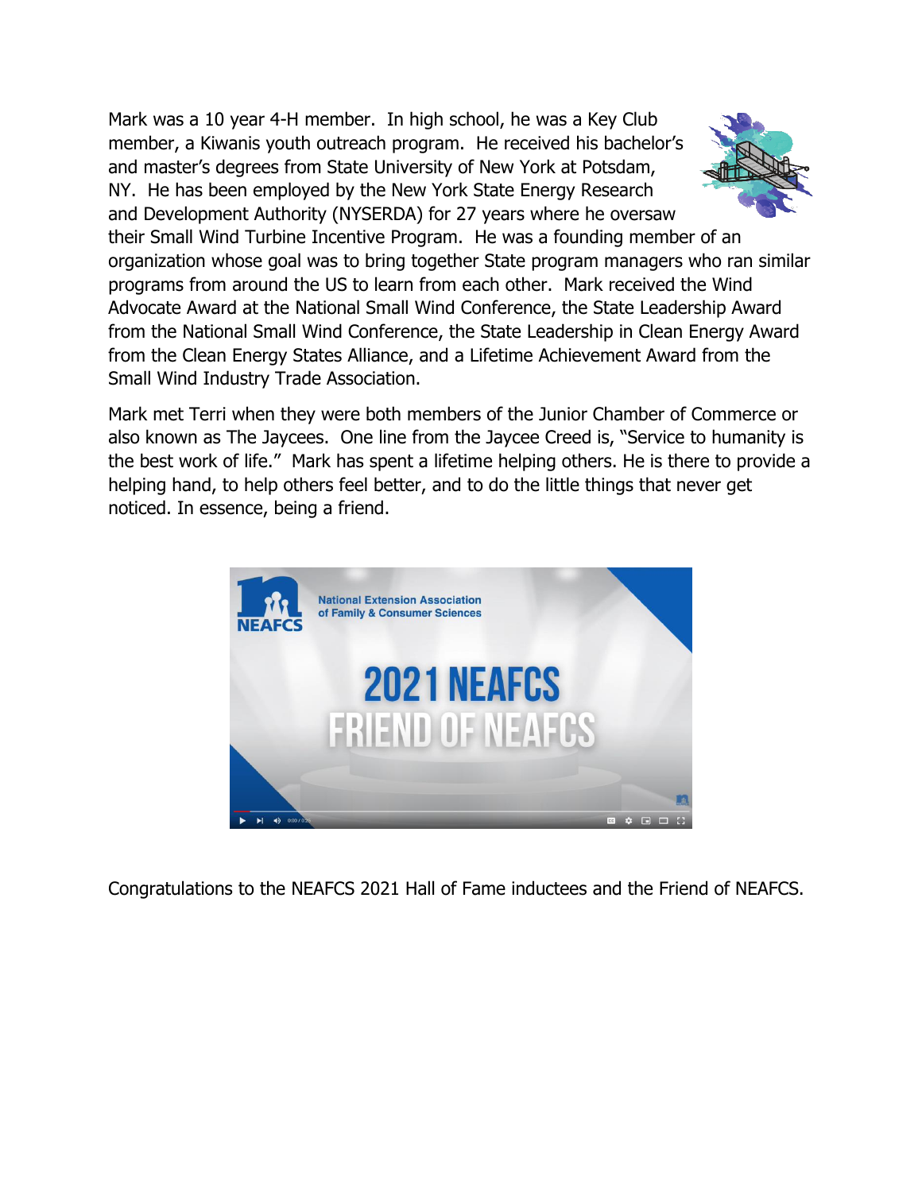Mark was a 10 year 4-H member. In high school, he was a Key Club member, a Kiwanis youth outreach program. He received his bachelor's and master's degrees from State University of New York at Potsdam, NY. He has been employed by the New York State Energy Research and Development Authority (NYSERDA) for 27 years where he oversaw their Small Wind Turbine Incentive Program. He was a founding member of an organization whose goal was to bring together State program managers who ran similar programs from around the US to learn from each other. Mark received the Wind Advocate Award at the National Small Wind Conference, the State Leadership Award from the National Small Wind Conference, the State Leadership in Clean Energy Award from the Clean Energy States Alliance, and a Lifetime Achievement Award from the Small Wind Industry Trade Association.

Mark met Terri when they were both members of the Junior Chamber of Commerce or also known as The Jaycees. One line from the Jaycee Creed is, "Service to humanity is the best work of life." Mark has spent a lifetime helping others. He is there to provide a helping hand, to help others feel better, and to do the little things that never get noticed. In essence, being a friend.

National Extension Association of Family & Consumer Sciences

NEAFCS

2021 NEAFCS FRIEND OF NEAFCS

Congratulations to the NEAFCS 2021 Hall of Fame inductees and the Friend of NEAFCS.